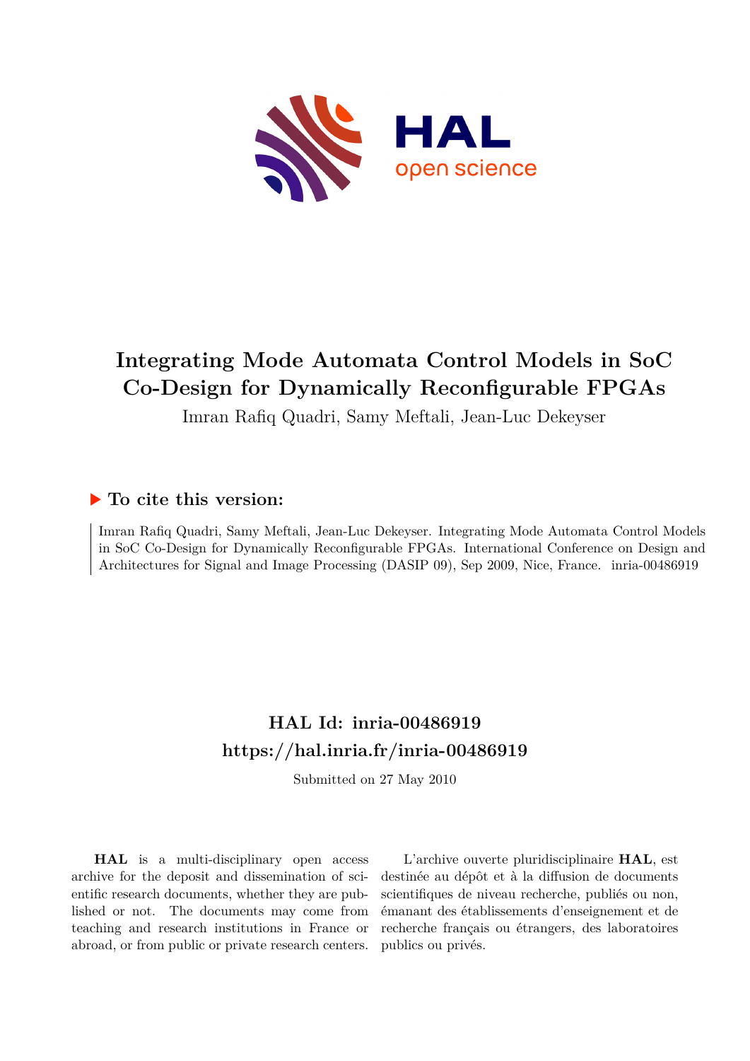# Integrating Mode Automata Control Models in SoC Co-Design for Dynamically Reconfigurable FPGAs

Imran Rafiq Quadri, Samy Meftali, Jean-Luc Dekeyser

## To cite this version:

Imran Rafiq Quadri, Samy Meftali, Jean-Luc Dekeyser. Integrating Mode Automata Control Models in SoC Co-Design for Dynamically Reconfigurable FPGAs. International Conference on Design and Architectures for Signal and Image Processing (DASIP 09), Sep 2009, Nice, France. inria-00486919

## HAL Id: inria-00486919
## https://hal.inria.fr/inria-00486919

Submitted on 27 May 2010

**HAL** is a multi-disciplinary open access archive for the deposit and dissemination of scientific research documents, whether they are published or not. The documents may come from teaching and research institutions in France or abroad, or from public or private research centers.

L'archive ouverte pluridisciplinaire **HAL**, est destinée au dépôt et à la diffusion de documents scientifiques de niveau recherche, publiés ou non, émanant des établissements d'enseignement et de recherche français ou étrangers, des laboratoires publics ou privés.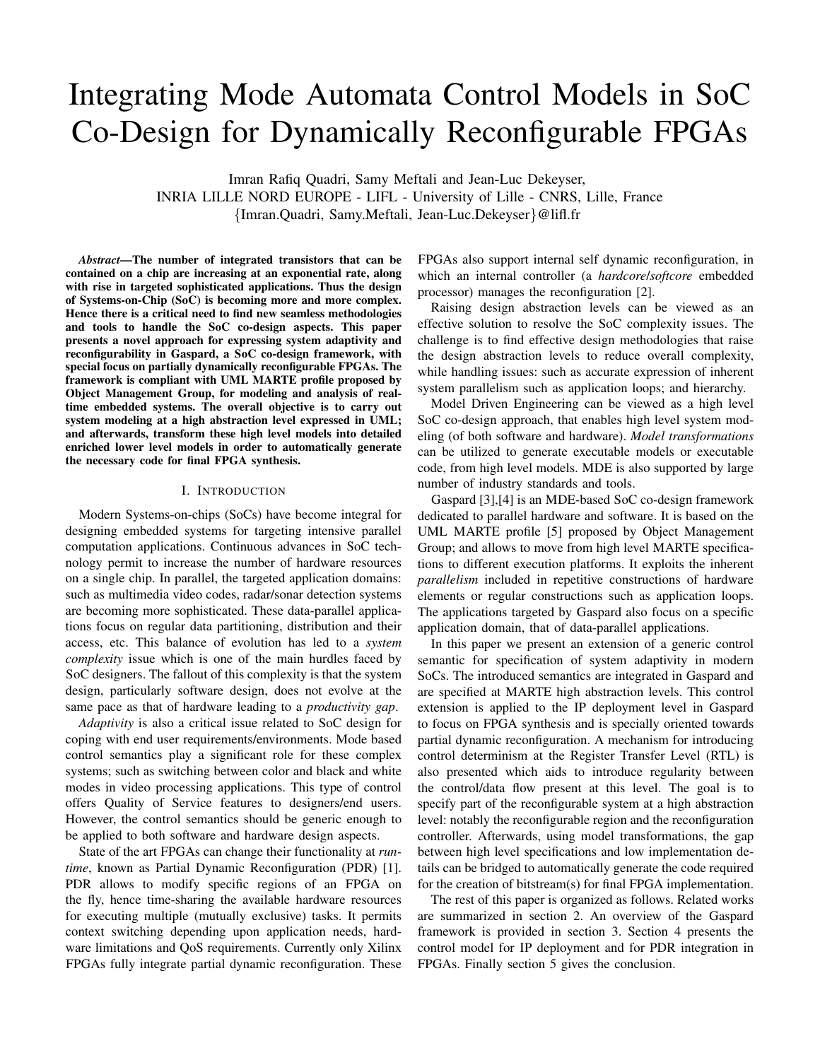# Integrating Mode Automata Control Models in SoC Co-Design for Dynamically Reconfigurable FPGAs

Imran Rafiq Quadri, Samy Meftali and Jean-Luc Dekeyser,
INRIA LILLE NORD EUROPE - LIFL - University of Lille - CNRS, Lille, France
{Imran.Quadri, Samy.Meftali, Jean-Luc.Dekeyser}@lifl.fr

***Abstract*—The number of integrated transistors that can be contained on a chip are increasing at an exponential rate, along with rise in targeted sophisticated applications. Thus the design of Systems-on-Chip (SoC) is becoming more and more complex. Hence there is a critical need to find new seamless methodologies and tools to handle the SoC co-design aspects. This paper presents a novel approach for expressing system adaptivity and reconfigurability in Gaspard, a SoC co-design framework, with special focus on partially dynamically reconfigurable FPGAs. The framework is compliant with UML MARTE profile proposed by Object Management Group, for modeling and analysis of real-time embedded systems. The overall objective is to carry out system modeling at a high abstraction level expressed in UML; and afterwards, transform these high level models into detailed enriched lower level models in order to automatically generate the necessary code for final FPGA synthesis.**

## I. Introduction

Modern Systems-on-chips (SoCs) have become integral for designing embedded systems for targeting intensive parallel computation applications. Continuous advances in SoC technology permit to increase the number of hardware resources on a single chip. In parallel, the targeted application domains: such as multimedia video codes, radar/sonar detection systems are becoming more sophisticated. These data-parallel applications focus on regular data partitioning, distribution and their access, etc. This balance of evolution has led to a *system complexity* issue which is one of the main hurdles faced by SoC designers. The fallout of this complexity is that the system design, particularly software design, does not evolve at the same pace as that of hardware leading to a *productivity gap*.

*Adaptivity* is also a critical issue related to SoC design for coping with end user requirements/environments. Mode based control semantics play a significant role for these complex systems; such as switching between color and black and white modes in video processing applications. This type of control offers Quality of Service features to designers/end users. However, the control semantics should be generic enough to be applied to both software and hardware design aspects.

State of the art FPGAs can change their functionality at *runtime*, known as Partial Dynamic Reconfiguration (PDR) [1]. PDR allows to modify specific regions of an FPGA on the fly, hence time-sharing the available hardware resources for executing multiple (mutually exclusive) tasks. It permits context switching depending upon application needs, hardware limitations and QoS requirements. Currently only Xilinx FPGAs fully integrate partial dynamic reconfiguration. These FPGAs also support internal self dynamic reconfiguration, in which an internal controller (a *hardcore/softcore* embedded processor) manages the reconfiguration [2].

Raising design abstraction levels can be viewed as an effective solution to resolve the SoC complexity issues. The challenge is to find effective design methodologies that raise the design abstraction levels to reduce overall complexity, while handling issues: such as accurate expression of inherent system parallelism such as application loops; and hierarchy.

Model Driven Engineering can be viewed as a high level SoC co-design approach, that enables high level system modeling (of both software and hardware). *Model transformations* can be utilized to generate executable models or executable code, from high level models. MDE is also supported by large number of industry standards and tools.

Gaspard [3],[4] is an MDE-based SoC co-design framework dedicated to parallel hardware and software. It is based on the UML MARTE profile [5] proposed by Object Management Group; and allows to move from high level MARTE specifications to different execution platforms. It exploits the inherent *parallelism* included in repetitive constructions of hardware elements or regular constructions such as application loops. The applications targeted by Gaspard also focus on a specific application domain, that of data-parallel applications.

In this paper we present an extension of a generic control semantic for specification of system adaptivity in modern SoCs. The introduced semantics are integrated in Gaspard and are specified at MARTE high abstraction levels. This control extension is applied to the IP deployment level in Gaspard to focus on FPGA synthesis and is specially oriented towards partial dynamic reconfiguration. A mechanism for introducing control determinism at the Register Transfer Level (RTL) is also presented which aids to introduce regularity between the control/data flow present at this level. The goal is to specify part of the reconfigurable system at a high abstraction level: notably the reconfigurable region and the reconfiguration controller. Afterwards, using model transformations, the gap between high level specifications and low implementation details can be bridged to automatically generate the code required for the creation of bitstream(s) for final FPGA implementation.

The rest of this paper is organized as follows. Related works are summarized in section 2. An overview of the Gaspard framework is provided in section 3. Section 4 presents the control model for IP deployment and for PDR integration in FPGAs. Finally section 5 gives the conclusion.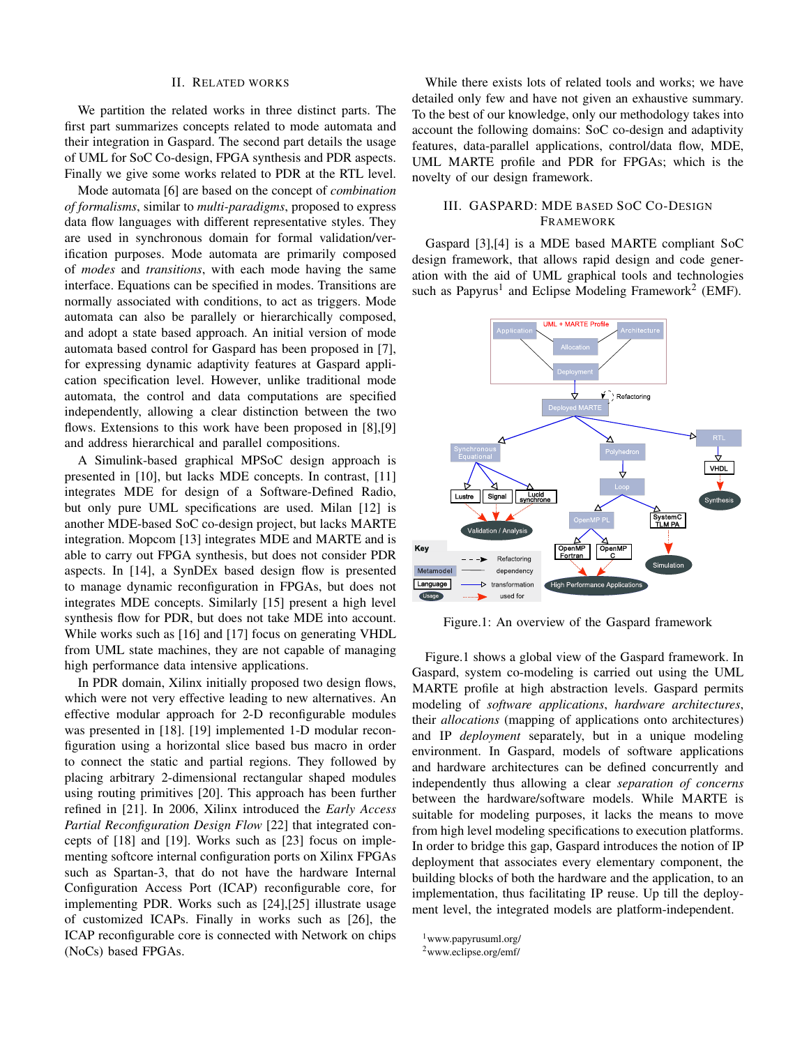## II. Related works

We partition the related works in three distinct parts. The first part summarizes concepts related to mode automata and their integration in Gaspard. The second part details the usage of UML for SoC Co-design, FPGA synthesis and PDR aspects. Finally we give some works related to PDR at the RTL level.

Mode automata [6] are based on the concept of *combination of formalisms*, similar to *multi-paradigms*, proposed to express data flow languages with different representative styles. They are used in synchronous domain for formal validation/verification purposes. Mode automata are primarily composed of *modes* and *transitions*, with each mode having the same interface. Equations can be specified in modes. Transitions are normally associated with conditions, to act as triggers. Mode automata can also be parallely or hierarchically composed, and adopt a state based approach. An initial version of mode automata based control for Gaspard has been proposed in [7], for expressing dynamic adaptivity features at Gaspard application specification level. However, unlike traditional mode automata, the control and data computations are specified independently, allowing a clear distinction between the two flows. Extensions to this work have been proposed in [8],[9] and address hierarchical and parallel compositions.

A Simulink-based graphical MPSoC design approach is presented in [10], but lacks MDE concepts. In contrast, [11] integrates MDE for design of a Software-Defined Radio, but only pure UML specifications are used. Milan [12] is another MDE-based SoC co-design project, but lacks MARTE integration. Mopcom [13] integrates MDE and MARTE and is able to carry out FPGA synthesis, but does not consider PDR aspects. In [14], a SynDEx based design flow is presented to manage dynamic reconfiguration in FPGAs, but does not integrates MDE concepts. Similarly [15] present a high level synthesis flow for PDR, but does not take MDE into account. While works such as [16] and [17] focus on generating VHDL from UML state machines, they are not capable of managing high performance data intensive applications.

In PDR domain, Xilinx initially proposed two design flows, which were not very effective leading to new alternatives. An effective modular approach for 2-D reconfigurable modules was presented in [18]. [19] implemented 1-D modular reconfiguration using a horizontal slice based bus macro in order to connect the static and partial regions. They followed by placing arbitrary 2-dimensional rectangular shaped modules using routing primitives [20]. This approach has been further refined in [21]. In 2006, Xilinx introduced the *Early Access Partial Reconfiguration Design Flow* [22] that integrated concepts of [18] and [19]. Works such as [23] focus on implementing softcore internal configuration ports on Xilinx FPGAs such as Spartan-3, that do not have the hardware Internal Configuration Access Port (ICAP) reconfigurable core, for implementing PDR. Works such as [24],[25] illustrate usage of customized ICAPs. Finally in works such as [26], the ICAP reconfigurable core is connected with Network on chips (NoCs) based FPGAs.

While there exists lots of related tools and works; we have detailed only few and have not given an exhaustive summary. To the best of our knowledge, only our methodology takes into account the following domains: SoC co-design and adaptivity features, data-parallel applications, control/data flow, MDE, UML MARTE profile and PDR for FPGAs; which is the novelty of our design framework.

## III. Gaspard: MDE based SoC Co-Design Framework

Gaspard [3],[4] is a MDE based MARTE compliant SoC design framework, that allows rapid design and code generation with the aid of UML graphical tools and technologies such as Papyrus[1] and Eclipse Modeling Framework[2] (EMF).

Figure.1: An overview of the Gaspard framework

Figure.1 shows a global view of the Gaspard framework. In Gaspard, system co-modeling is carried out using the UML MARTE profile at high abstraction levels. Gaspard permits modeling of *software applications*, *hardware architectures*, their *allocations* (mapping of applications onto architectures) and IP *deployment* separately, but in a unique modeling environment. In Gaspard, models of software applications and hardware architectures can be defined concurrently and independently thus allowing a clear *separation of concerns* between the hardware/software models. While MARTE is suitable for modeling purposes, it lacks the means to move from high level modeling specifications to execution platforms. In order to bridge this gap, Gaspard introduces the notion of IP deployment that associates every elementary component, the building blocks of both the hardware and the application, to an implementation, thus facilitating IP reuse. Up till the deployment level, the integrated models are platform-independent.

[1] www.papyrusuml.org/
[2] www.eclipse.org/emf/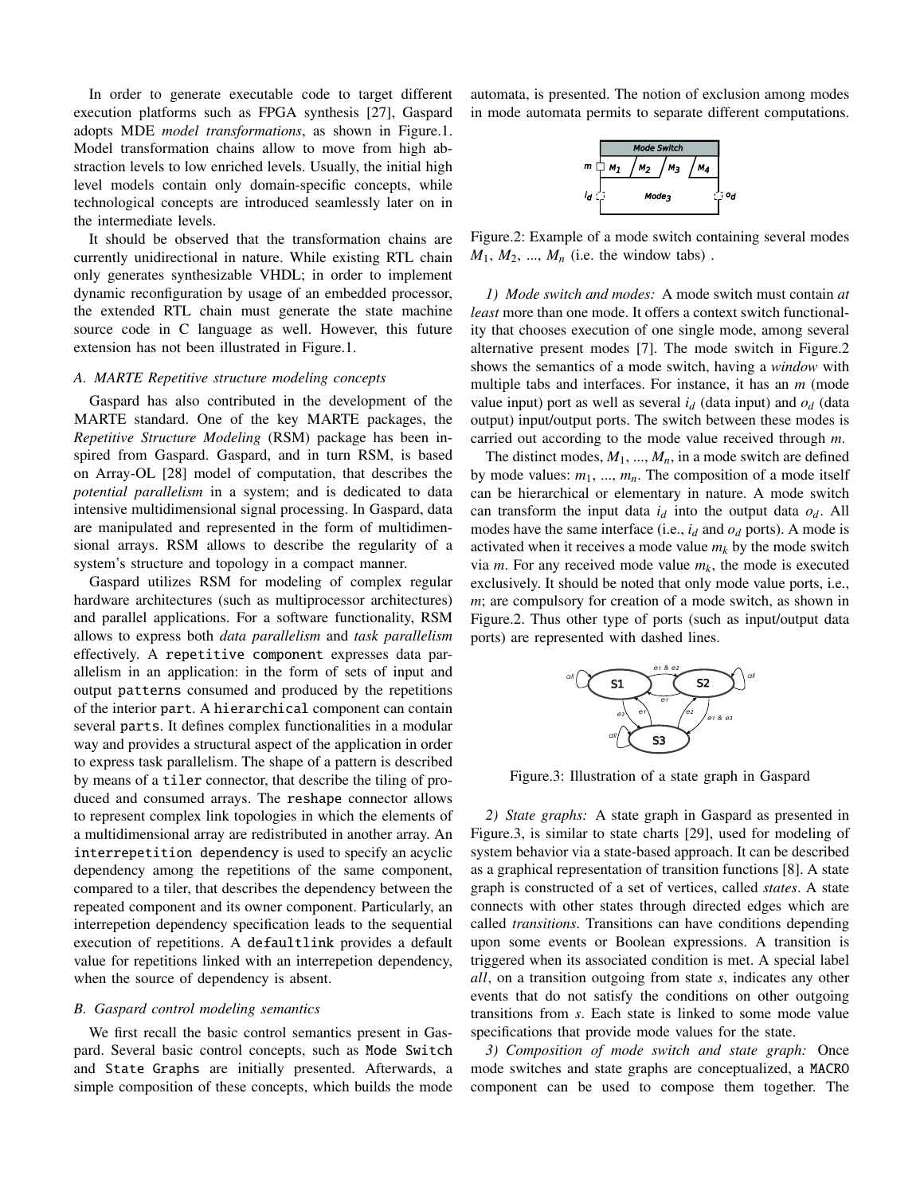In order to generate executable code to target different execution platforms such as FPGA synthesis [27], Gaspard adopts MDE *model transformations*, as shown in Figure.1. Model transformation chains allow to move from high abstraction levels to low enriched levels. Usually, the initial high level models contain only domain-specific concepts, while technological concepts are introduced seamlessly later on in the intermediate levels.

It should be observed that the transformation chains are currently unidirectional in nature. While existing RTL chain only generates synthesizable VHDL; in order to implement dynamic reconfiguration by usage of an embedded processor, the extended RTL chain must generate the state machine source code in C language as well. However, this future extension has not been illustrated in Figure.1.

### A. MARTE Repetitive structure modeling concepts

Gaspard has also contributed in the development of the MARTE standard. One of the key MARTE packages, the *Repetitive Structure Modeling* (RSM) package has been inspired from Gaspard. Gaspard, and in turn RSM, is based on Array-OL [28] model of computation, that describes the *potential parallelism* in a system; and is dedicated to data intensive multidimensional signal processing. In Gaspard, data are manipulated and represented in the form of multidimensional arrays. RSM allows to describe the regularity of a system's structure and topology in a compact manner.

Gaspard utilizes RSM for modeling of complex regular hardware architectures (such as multiprocessor architectures) and parallel applications. For a software functionality, RSM allows to express both *data parallelism* and *task parallelism* effectively. A `repetitive component` expresses data parallelism in an application: in the form of sets of input and output `patterns` consumed and produced by the repetitions of the interior `part`. A `hierarchical` component can contain several `parts`. It defines complex functionalities in a modular way and provides a structural aspect of the application in order to express task parallelism. The shape of a pattern is described by means of a `tiler` connector, that describe the tiling of produced and consumed arrays. The `reshape` connector allows to represent complex link topologies in which the elements of a multidimensional array are redistributed in another array. An `interrepetition dependency` is used to specify an acyclic dependency among the repetitions of the same component, compared to a tiler, that describes the dependency between the repeated component and its owner component. Particularly, an interrepetion dependency specification leads to the sequential execution of repetitions. A `defaultlink` provides a default value for repetitions linked with an interrepetion dependency, when the source of dependency is absent.

### B. Gaspard control modeling semantics

We first recall the basic control semantics present in Gaspard. Several basic control concepts, such as `Mode Switch` and `State Graphs` are initially presented. Afterwards, a simple composition of these concepts, which builds the mode automata, is presented. The notion of exclusion among modes in mode automata permits to separate different computations.

Figure.2: Example of a mode switch containing several modes $M_1$, $M_2$, ..., $M_n$ (i.e. the window tabs) .

*1) Mode switch and modes:* A mode switch must contain *at least* more than one mode. It offers a context switch functionality that chooses execution of one single mode, among several alternative present modes [7]. The mode switch in Figure.2 shows the semantics of a mode switch, having a *window* with multiple tabs and interfaces. For instance, it has an *m* (mode value input) port as well as several $i_d$ (data input) and $o_d$ (data output) input/output ports. The switch between these modes is carried out according to the mode value received through *m*.

The distinct modes, $M_1$, ..., $M_n$, in a mode switch are defined by mode values: $m_1$, ..., $m_n$. The composition of a mode itself can be hierarchical or elementary in nature. A mode switch can transform the input data $i_d$ into the output data $o_d$. All modes have the same interface (i.e., $i_d$ and $o_d$ ports). A mode is activated when it receives a mode value $m_k$ by the mode switch via *m*. For any received mode value $m_k$, the mode is executed exclusively. It should be noted that only mode value ports, i.e., *m*; are compulsory for creation of a mode switch, as shown in Figure.2. Thus other type of ports (such as input/output data ports) are represented with dashed lines.

Figure.3: Illustration of a state graph in Gaspard

*2) State graphs:* A state graph in Gaspard as presented in Figure.3, is similar to state charts [29], used for modeling of system behavior via a state-based approach. It can be described as a graphical representation of transition functions [8]. A state graph is constructed of a set of vertices, called *states*. A state connects with other states through directed edges which are called *transitions*. Transitions can have conditions depending upon some events or Boolean expressions. A transition is triggered when its associated condition is met. A special label *all*, on a transition outgoing from state *s*, indicates any other events that do not satisfy the conditions on other outgoing transitions from *s*. Each state is linked to some mode value specifications that provide mode values for the state.

*3) Composition of mode switch and state graph:* Once mode switches and state graphs are conceptualized, a `MACRO` component can be used to compose them together. The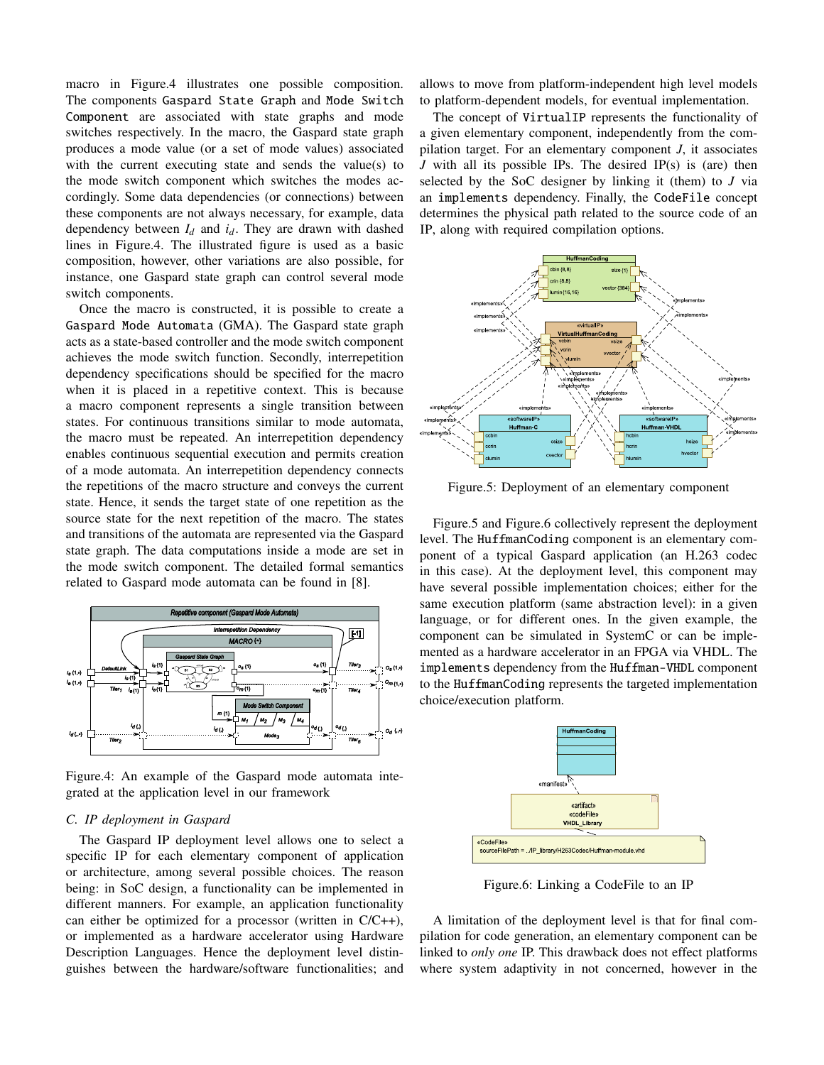macro in Figure.4 illustrates one possible composition. The components Gaspard State Graph and Mode Switch Component are associated with state graphs and mode switches respectively. In the macro, the Gaspard state graph produces a mode value (or a set of mode values) associated with the current executing state and sends the value(s) to the mode switch component which switches the modes accordingly. Some data dependencies (or connections) between these components are not always necessary, for example, data dependency between $I_d$ and $i_d$. They are drawn with dashed lines in Figure.4. The illustrated figure is used as a basic composition, however, other variations are also possible, for instance, one Gaspard state graph can control several mode switch components.

Once the macro is constructed, it is possible to create a Gaspard Mode Automata (GMA). The Gaspard state graph acts as a state-based controller and the mode switch component achieves the mode switch function. Secondly, interrepetition dependency specifications should be specified for the macro when it is placed in a repetitive context. This is because a macro component represents a single transition between states. For continuous transitions similar to mode automata, the macro must be repeated. An interrepetition dependency enables continuous sequential execution and permits creation of a mode automata. An interrepetition dependency connects the repetitions of the macro structure and conveys the current state. Hence, it sends the target state of one repetition as the source state for the next repetition of the macro. The states and transitions of the automata are represented via the Gaspard state graph. The data computations inside a mode are set in the mode switch component. The detailed formal semantics related to Gaspard mode automata can be found in [8].

Figure.4: An example of the Gaspard mode automata integrated at the application level in our framework

### C. IP deployment in Gaspard

The Gaspard IP deployment level allows one to select a specific IP for each elementary component of application or architecture, among several possible choices. The reason being: in SoC design, a functionality can be implemented in different manners. For example, an application functionality can either be optimized for a processor (written in C/C++), or implemented as a hardware accelerator using Hardware Description Languages. Hence the deployment level distinguishes between the hardware/software functionalities; and allows to move from platform-independent high level models to platform-dependent models, for eventual implementation.

The concept of VirtualIP represents the functionality of a given elementary component, independently from the compilation target. For an elementary component $J$, it associates $J$ with all its possible IPs. The desired IP(s) is (are) then selected by the SoC designer by linking it (them) to $J$ via an implements dependency. Finally, the CodeFile concept determines the physical path related to the source code of an IP, along with required compilation options.

Figure.5: Deployment of an elementary component

Figure.5 and Figure.6 collectively represent the deployment level. The HuffmanCoding component is an elementary component of a typical Gaspard application (an H.263 codec in this case). At the deployment level, this component may have several possible implementation choices; either for the same execution platform (same abstraction level): in a given language, or for different ones. In the given example, the component can be simulated in SystemC or can be implemented as a hardware accelerator in an FPGA via VHDL. The implements dependency from the Huffman-VHDL component to the HuffmanCoding represents the targeted implementation choice/execution platform.

Figure.6: Linking a CodeFile to an IP

A limitation of the deployment level is that for final compilation for code generation, an elementary component can be linked to *only one* IP. This drawback does not effect platforms where system adaptivity in not concerned, however in the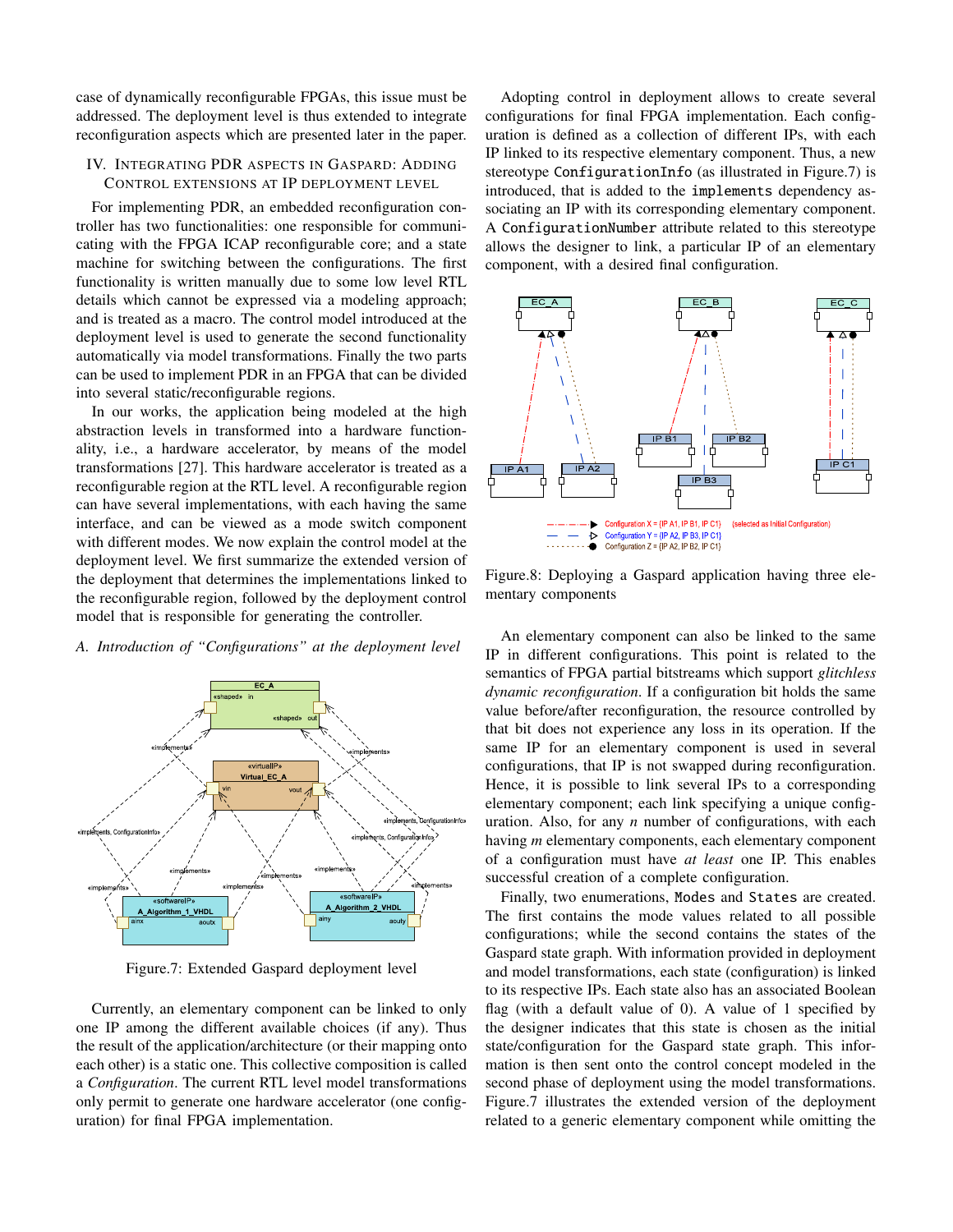case of dynamically reconfigurable FPGAs, this issue must be addressed. The deployment level is thus extended to integrate reconfiguration aspects which are presented later in the paper.

## IV. Integrating PDR aspects in Gaspard: Adding Control extensions at IP deployment level

For implementing PDR, an embedded reconfiguration controller has two functionalities: one responsible for communicating with the FPGA ICAP reconfigurable core; and a state machine for switching between the configurations. The first functionality is written manually due to some low level RTL details which cannot be expressed via a modeling approach; and is treated as a macro. The control model introduced at the deployment level is used to generate the second functionality automatically via model transformations. Finally the two parts can be used to implement PDR in an FPGA that can be divided into several static/reconfigurable regions.

In our works, the application being modeled at the high abstraction levels in transformed into a hardware functionality, i.e., a hardware accelerator, by means of the model transformations [27]. This hardware accelerator is treated as a reconfigurable region at the RTL level. A reconfigurable region can have several implementations, with each having the same interface, and can be viewed as a mode switch component with different modes. We now explain the control model at the deployment level. We first summarize the extended version of the deployment that determines the implementations linked to the reconfigurable region, followed by the deployment control model that is responsible for generating the controller.

### A. Introduction of "Configurations" at the deployment level

Figure.7: Extended Gaspard deployment level

Currently, an elementary component can be linked to only one IP among the different available choices (if any). Thus the result of the application/architecture (or their mapping onto each other) is a static one. This collective composition is called a *Configuration*. The current RTL level model transformations only permit to generate one hardware accelerator (one configuration) for final FPGA implementation.

Adopting control in deployment allows to create several configurations for final FPGA implementation. Each configuration is defined as a collection of different IPs, with each IP linked to its respective elementary component. Thus, a new stereotype `ConfigurationInfo` (as illustrated in Figure.7) is introduced, that is added to the `implements` dependency associating an IP with its corresponding elementary component. A `ConfigurationNumber` attribute related to this stereotype allows the designer to link, a particular IP of an elementary component, with a desired final configuration.

Figure.8: Deploying a Gaspard application having three elementary components

An elementary component can also be linked to the same IP in different configurations. This point is related to the semantics of FPGA partial bitstreams which support *glitchless dynamic reconfiguration*. If a configuration bit holds the same value before/after reconfiguration, the resource controlled by that bit does not experience any loss in its operation. If the same IP for an elementary component is used in several configurations, that IP is not swapped during reconfiguration. Hence, it is possible to link several IPs to a corresponding elementary component; each link specifying a unique configuration. Also, for any $n$ number of configurations, with each having $m$ elementary components, each elementary component of a configuration must have *at least* one IP. This enables successful creation of a complete configuration.

Finally, two enumerations, `Modes` and `States` are created. The first contains the mode values related to all possible configurations; while the second contains the states of the Gaspard state graph. With information provided in deployment and model transformations, each state (configuration) is linked to its respective IPs. Each state also has an associated Boolean flag (with a default value of 0). A value of 1 specified by the designer indicates that this state is chosen as the initial state/configuration for the Gaspard state graph. This information is then sent onto the control concept modeled in the second phase of deployment using the model transformations. Figure.7 illustrates the extended version of the deployment related to a generic elementary component while omitting the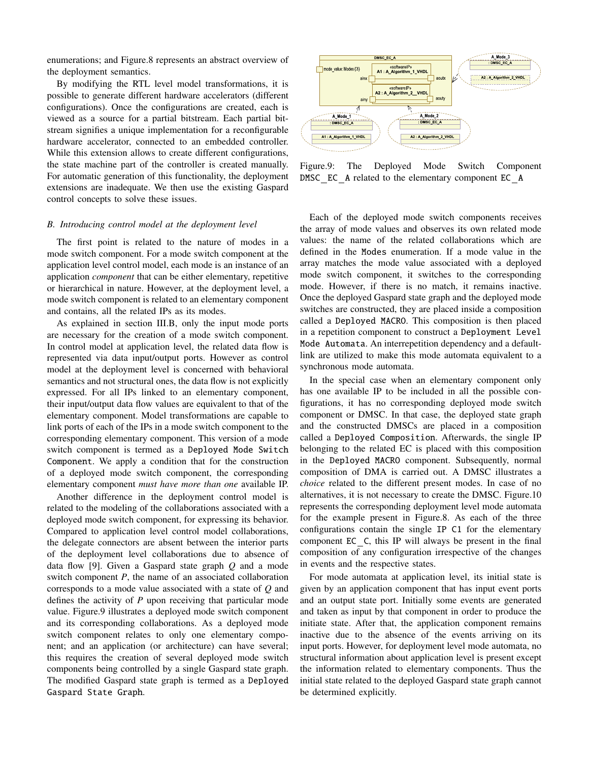enumerations; and Figure.8 represents an abstract overview of the deployment semantics.

By modifying the RTL level model transformations, it is possible to generate different hardware accelerators (different configurations). Once the configurations are created, each is viewed as a source for a partial bitstream. Each partial bitstream signifies a unique implementation for a reconfigurable hardware accelerator, connected to an embedded controller. While this extension allows to create different configurations, the state machine part of the controller is created manually. For automatic generation of this functionality, the deployment extensions are inadequate. We then use the existing Gaspard control concepts to solve these issues.

### B. Introducing control model at the deployment level

The first point is related to the nature of modes in a mode switch component. For a mode switch component at the application level control model, each mode is an instance of an application *component* that can be either elementary, repetitive or hierarchical in nature. However, at the deployment level, a mode switch component is related to an elementary component and contains, all the related IPs as its modes.

As explained in section III.B, only the input mode ports are necessary for the creation of a mode switch component. In control model at application level, the related data flow is represented via data input/output ports. However as control model at the deployment level is concerned with behavioral semantics and not structural ones, the data flow is not explicitly expressed. For all IPs linked to an elementary component, their input/output data flow values are equivalent to that of the elementary component. Model transformations are capable to link ports of each of the IPs in a mode switch component to the corresponding elementary component. This version of a mode switch component is termed as a `Deployed Mode Switch Component`. We apply a condition that for the construction of a deployed mode switch component, the corresponding elementary component *must have more than one* available IP.

Another difference in the deployment control model is related to the modeling of the collaborations associated with a deployed mode switch component, for expressing its behavior. Compared to application level control model collaborations, the delegate connectors are absent between the interior parts of the deployment level collaborations due to absence of data flow [9]. Given a Gaspard state graph $Q$ and a mode switch component $P$, the name of an associated collaboration corresponds to a mode value associated with a state of $Q$ and defines the activity of $P$ upon receiving that particular mode value. Figure.9 illustrates a deployed mode switch component and its corresponding collaborations. As a deployed mode switch component relates to only one elementary component; and an application (or architecture) can have several; this requires the creation of several deployed mode switch components being controlled by a single Gaspard state graph. The modified Gaspard state graph is termed as a `Deployed Gaspard State Graph`.

Figure.9: The Deployed Mode Switch Component `DMSC_EC_A` related to the elementary component `EC_A`

Each of the deployed mode switch components receives the array of mode values and observes its own related mode values: the name of the related collaborations which are defined in the `Modes` enumeration. If a mode value in the array matches the mode value associated with a deployed mode switch component, it switches to the corresponding mode. However, if there is no match, it remains inactive. Once the deployed Gaspard state graph and the deployed mode switches are constructed, they are placed inside a composition called a `Deployed MACRO`. This composition is then placed in a repetition component to construct a `Deployment Level Mode Automata`. An interrepetition dependency and a default-link are utilized to make this mode automata equivalent to a synchronous mode automata.

In the special case when an elementary component only has one available IP to be included in all the possible configurations, it has no corresponding deployed mode switch component or DMSC. In that case, the deployed state graph and the constructed DMSCs are placed in a composition called a `Deployed Composition`. Afterwards, the single IP belonging to the related EC is placed with this composition in the `Deployed MACRO` component. Subsequently, normal composition of DMA is carried out. A DMSC illustrates a *choice* related to the different present modes. In case of no alternatives, it is not necessary to create the DMSC. Figure.10 represents the corresponding deployment level mode automata for the example present in Figure.8. As each of the three configurations contain the single `IP C1` for the elementary component `EC_C`, this IP will always be present in the final composition of any configuration irrespective of the changes in events and the respective states.

For mode automata at application level, its initial state is given by an application component that has input event ports and an output state port. Initially some events are generated and taken as input by that component in order to produce the initiate state. After that, the application component remains inactive due to the absence of the events arriving on its input ports. However, for deployment level mode automata, no structural information about application level is present except the information related to elementary components. Thus the initial state related to the deployed Gaspard state graph cannot be determined explicitly.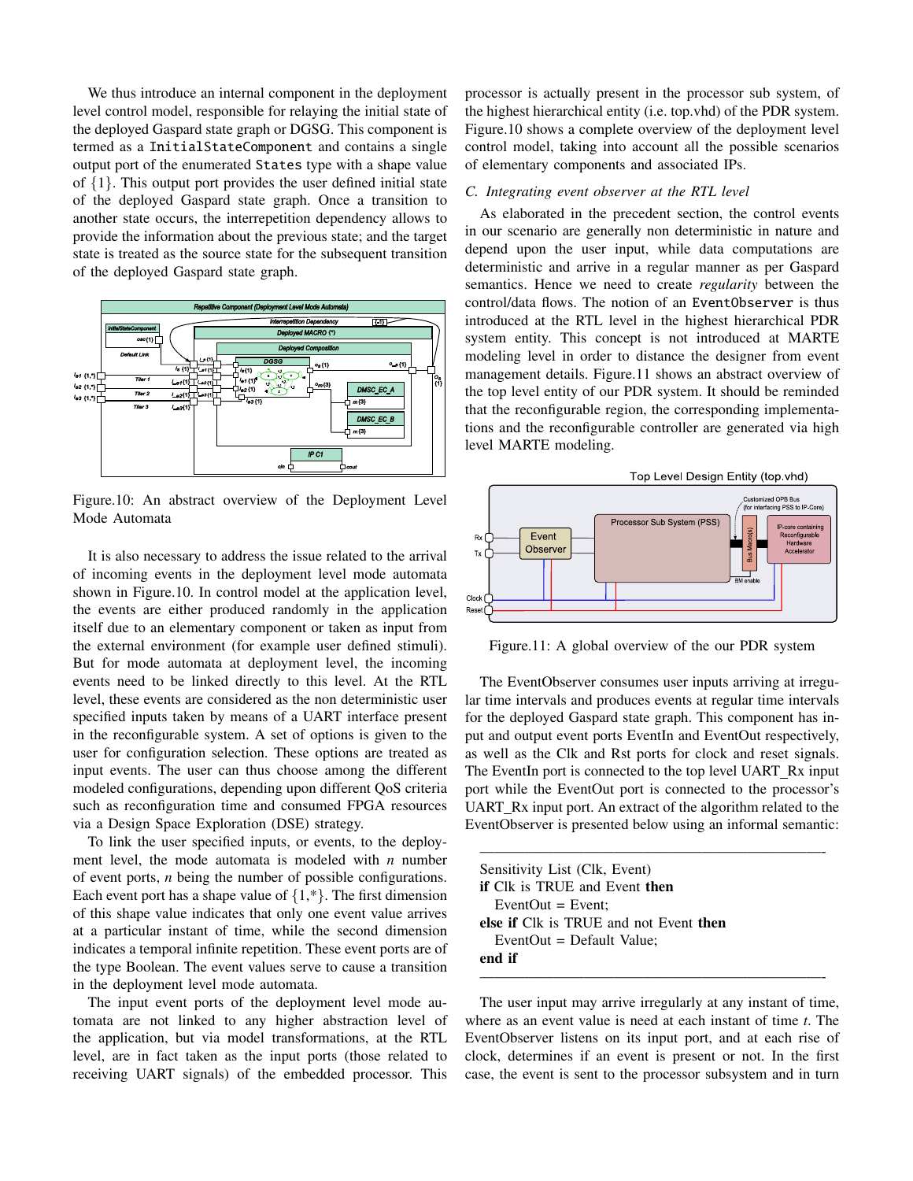We thus introduce an internal component in the deployment level control model, responsible for relaying the initial state of the deployed Gaspard state graph or DGSG. This component is termed as a InitialStateComponent and contains a single output port of the enumerated States type with a shape value of {1}. This output port provides the user defined initial state of the deployed Gaspard state graph. Once a transition to another state occurs, the interrepetition dependency allows to provide the information about the previous state; and the target state is treated as the source state for the subsequent transition of the deployed Gaspard state graph.

Figure.10: An abstract overview of the Deployment Level Mode Automata

It is also necessary to address the issue related to the arrival of incoming events in the deployment level mode automata shown in Figure.10. In control model at the application level, the events are either produced randomly in the application itself due to an elementary component or taken as input from the external environment (for example user defined stimuli). But for mode automata at deployment level, the incoming events need to be linked directly to this level. At the RTL level, these events are considered as the non deterministic user specified inputs taken by means of a UART interface present in the reconfigurable system. A set of options is given to the user for configuration selection. These options are treated as input events. The user can thus choose among the different modeled configurations, depending upon different QoS criteria such as reconfiguration time and consumed FPGA resources via a Design Space Exploration (DSE) strategy.

To link the user specified inputs, or events, to the deployment level, the mode automata is modeled with *n* number of event ports, *n* being the number of possible configurations. Each event port has a shape value of {1,*}. The first dimension of this shape value indicates that only one event value arrives at a particular instant of time, while the second dimension indicates a temporal infinite repetition. These event ports are of the type Boolean. The event values serve to cause a transition in the deployment level mode automata.

The input event ports of the deployment level mode automata are not linked to any higher abstraction level of the application, but via model transformations, at the RTL level, are in fact taken as the input ports (those related to receiving UART signals) of the embedded processor. This processor is actually present in the processor sub system, of the highest hierarchical entity (i.e. top.vhd) of the PDR system. Figure.10 shows a complete overview of the deployment level control model, taking into account all the possible scenarios of elementary components and associated IPs.

### C. Integrating event observer at the RTL level

As elaborated in the precedent section, the control events in our scenario are generally non deterministic in nature and depend upon the user input, while data computations are deterministic and arrive in a regular manner as per Gaspard semantics. Hence we need to create *regularity* between the control/data flows. The notion of an EventObserver is thus introduced at the RTL level in the highest hierarchical PDR system entity. This concept is not introduced at MARTE modeling level in order to distance the designer from event management details. Figure.11 shows an abstract overview of the top level entity of our PDR system. It should be reminded that the reconfigurable region, the corresponding implementations and the reconfigurable controller are generated via high level MARTE modeling.

Figure.11: A global overview of the our PDR system

The EventObserver consumes user inputs arriving at irregular time intervals and produces events at regular time intervals for the deployed Gaspard state graph. This component has input and output event ports EventIn and EventOut respectively, as well as the Clk and Rst ports for clock and reset signals. The EventIn port is connected to the top level UART_Rx input port while the EventOut port is connected to the processor's UART_Rx input port. An extract of the algorithm related to the EventObserver is presented below using an informal semantic:

```
Sensitivity List (Clk, Event)
if Clk is TRUE and Event then
    EventOut = Event;
else if Clk is TRUE and not Event then
    EventOut = Default Value;
end if
```

The user input may arrive irregularly at any instant of time, where as an event value is need at each instant of time *t*. The EventObserver listens on its input port, and at each rise of clock, determines if an event is present or not. In the first case, the event is sent to the processor subsystem and in turn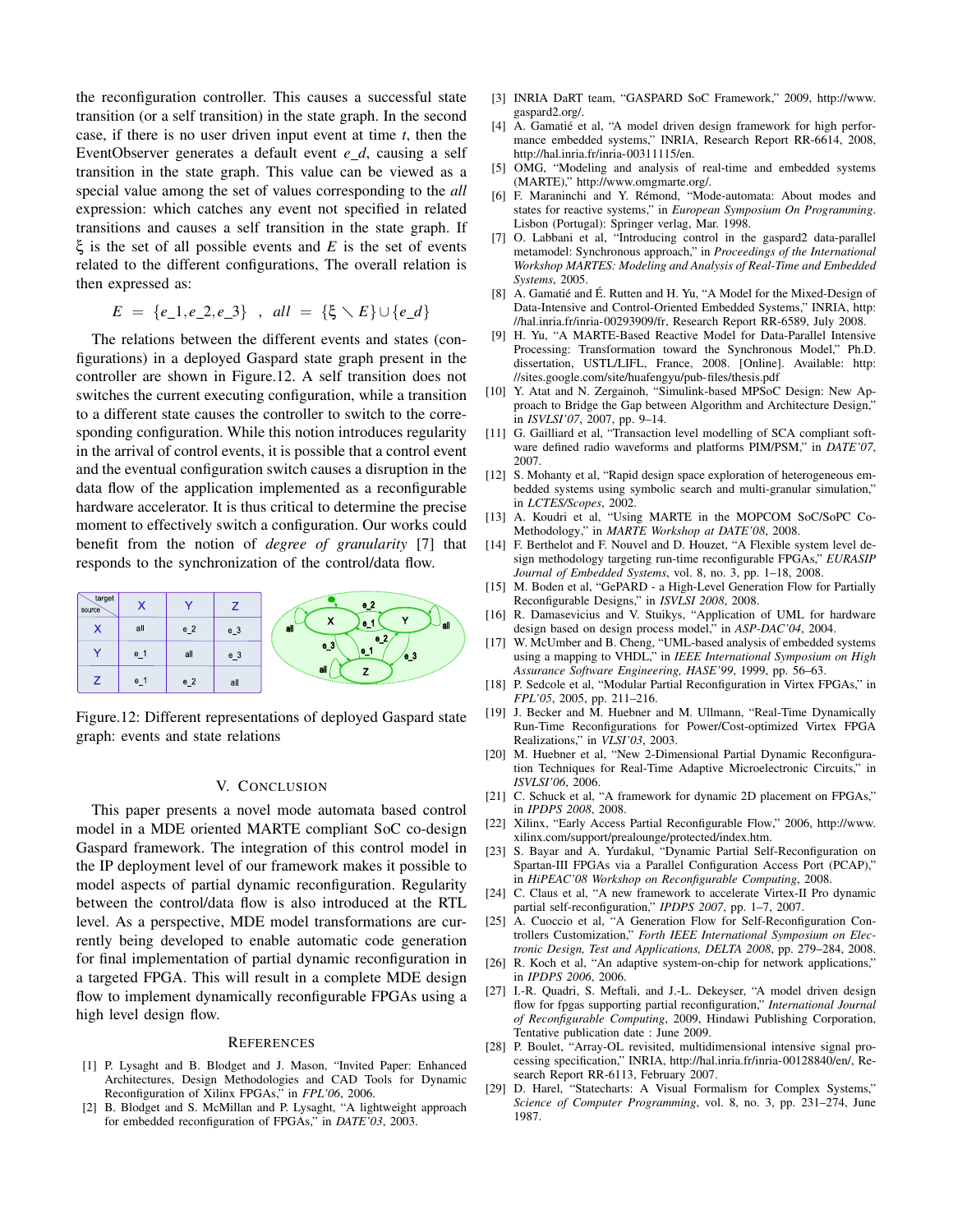the reconfiguration controller. This causes a successful state transition (or a self transition) in the state graph. In the second case, if there is no user driven input event at time *t*, then the EventObserver generates a default event *e_d*, causing a self transition in the state graph. This value can be viewed as a special value among the set of values corresponding to the *all* expression: which catches any event not specified in related transitions and causes a self transition in the state graph. If $\xi$ is the set of all possible events and $E$ is the set of events related to the different configurations, The overall relation is then expressed as:

$$E = \{e\_1, e\_2, e\_3\} \;\; , \;\; all = \{\xi \setminus E\} \cup \{e\_d\}$$

The relations between the different events and states (configurations) in a deployed Gaspard state graph present in the controller are shown in Figure.12. A self transition does not switches the current executing configuration, while a transition to a different state causes the controller to switch to the corresponding configuration. While this notion introduces regularity in the arrival of control events, it is possible that a control event and the eventual configuration switch causes a disruption in the data flow of the application implemented as a reconfigurable hardware accelerator. It is thus critical to determine the precise moment to effectively switch a configuration. Our works could benefit from the notion of *degree of granularity* [7] that responds to the synchronization of the control/data flow.

| source \ target | X | Y | Z |
|---|---|---|---|
| X | all | e_2 | e_3 |
| Y | e_1 | all | e_3 |
| Z | e_1 | e_2 | all |

X
Y
Z
e_2
e_1
e_2
e_3
e_1
e_3
all
all
all

Figure.12: Different representations of deployed Gaspard state graph: events and state relations

## V. Conclusion

This paper presents a novel mode automata based control model in a MDE oriented MARTE compliant SoC co-design Gaspard framework. The integration of this control model in the IP deployment level of our framework makes it possible to model aspects of partial dynamic reconfiguration. Regularity between the control/data flow is also introduced at the RTL level. As a perspective, MDE model transformations are currently being developed to enable automatic code generation for final implementation of partial dynamic reconfiguration in a targeted FPGA. This will result in a complete MDE design flow to implement dynamically reconfigurable FPGAs using a high level design flow.

## References

[1] P. Lysaght and B. Blodget and J. Mason, "Invited Paper: Enhanced Architectures, Design Methodologies and CAD Tools for Dynamic Reconfiguration of Xilinx FPGAs," in *FPL'06*, 2006.

[2] B. Blodget and S. McMillan and P. Lysaght, "A lightweight approach for embedded reconfiguration of FPGAs," in *DATE'03*, 2003.

[3] INRIA DaRT team, "GASPARD SoC Framework," 2009, http://www.gaspard2.org/.

[4] A. Gamatié et al, "A model driven design framework for high performance embedded systems," INRIA, Research Report RR-6614, 2008, http://hal.inria.fr/inria-00311115/en.

[5] OMG, "Modeling and analysis of real-time and embedded systems (MARTE)," http://www.omgmarte.org/.

[6] F. Maraninchi and Y. Rémond, "Mode-automata: About modes and states for reactive systems," in *European Symposium On Programming*. Lisbon (Portugal): Springer verlag, Mar. 1998.

[7] O. Labbani et al, "Introducing control in the gaspard2 data-parallel metamodel: Synchronous approach," in *Proceedings of the International Workshop MARTES: Modeling and Analysis of Real-Time and Embedded Systems*, 2005.

[8] A. Gamatié and É. Rutten and H. Yu, "A Model for the Mixed-Design of Data-Intensive and Control-Oriented Embedded Systems," INRIA, http://hal.inria.fr/inria-00293909/fr, Research Report RR-6589, July 2008.

[9] H. Yu, "A MARTE-Based Reactive Model for Data-Parallel Intensive Processing: Transformation toward the Synchronous Model," Ph.D. dissertation, USTL/LIFL, France, 2008. [Online]. Available: http://sites.google.com/site/huafengyu/pub-files/thesis.pdf

[10] Y. Atat and N. Zergainoh, "Simulink-based MPSoC Design: New Approach to Bridge the Gap between Algorithm and Architecture Design," in *ISVLSI'07*, 2007, pp. 9–14.

[11] G. Gailliard et al, "Transaction level modelling of SCA compliant software defined radio waveforms and platforms PIM/PSM," in *DATE'07*, 2007.

[12] S. Mohanty et al, "Rapid design space exploration of heterogeneous embedded systems using symbolic search and multi-granular simulation," in *LCTES/Scopes*, 2002.

[13] A. Koudri et al, "Using MARTE in the MOPCOM SoC/SoPC Co-Methodology," in *MARTE Workshop at DATE'08*, 2008.

[14] F. Berthelot and F. Nouvel and D. Houzet, "A Flexible system level design methodology targeting run-time reconfigurable FPGAs," *EURASIP Journal of Embedded Systems*, vol. 8, no. 3, pp. 1–18, 2008.

[15] M. Boden et al, "GePARD - a High-Level Generation Flow for Partially Reconfigurable Designs," in *ISVLSI 2008*, 2008.

[16] R. Damasevicius and V. Stuikys, "Application of UML for hardware design based on design process model," in *ASP-DAC'04*, 2004.

[17] W. McUmber and B. Cheng, "UML-based analysis of embedded systems using a mapping to VHDL," in *IEEE International Symposium on High Assurance Software Engineering, HASE'99*, 1999, pp. 56–63.

[18] P. Sedcole et al, "Modular Partial Reconfiguration in Virtex FPGAs," in *FPL'05*, 2005, pp. 211–216.

[19] J. Becker and M. Huebner and M. Ullmann, "Real-Time Dynamically Run-Time Reconfigurations for Power/Cost-optimized Virtex FPGA Realizations," in *VLSI'03*, 2003.

[20] M. Huebner et al, "New 2-Dimensional Partial Dynamic Reconfiguration Techniques for Real-Time Adaptive Microelectronic Circuits," in *ISVLSI'06*, 2006.

[21] C. Schuck et al, "A framework for dynamic 2D placement on FPGAs," in *IPDPS 2008*, 2008.

[22] Xilinx, "Early Access Partial Reconfigurable Flow," 2006, http://www.xilinx.com/support/prealounge/protected/index.htm.

[23] S. Bayar and A. Yurdakul, "Dynamic Partial Self-Reconfiguration on Spartan-III FPGAs via a Parallel Configuration Access Port (PCAP)," in *HiPEAC'08 Workshop on Reconfigurable Computing*, 2008.

[24] C. Claus et al, "A new framework to accelerate Virtex-II Pro dynamic partial self-reconfiguration," *IPDPS 2007*, pp. 1–7, 2007.

[25] A. Cuoccio et al, "A Generation Flow for Self-Reconfiguration Controllers Customization," *Forth IEEE International Symposium on Electronic Design, Test and Applications, DELTA 2008*, pp. 279–284, 2008.

[26] R. Koch et al, "An adaptive system-on-chip for network applications," in *IPDPS 2006*, 2006.

[27] I.-R. Quadri, S. Meftali, and J.-L. Dekeyser, "A model driven design flow for fpgas supporting partial reconfiguration," *International Journal of Reconfigurable Computing*, 2009, Hindawi Publishing Corporation, Tentative publication date : June 2009.

[28] P. Boulet, "Array-OL revisited, multidimensional intensive signal processing specification," INRIA, http://hal.inria.fr/inria-00128840/en/, Research Report RR-6113, February 2007.

[29] D. Harel, "Statecharts: A Visual Formalism for Complex Systems," *Science of Computer Programming*, vol. 8, no. 3, pp. 231–274, June 1987.